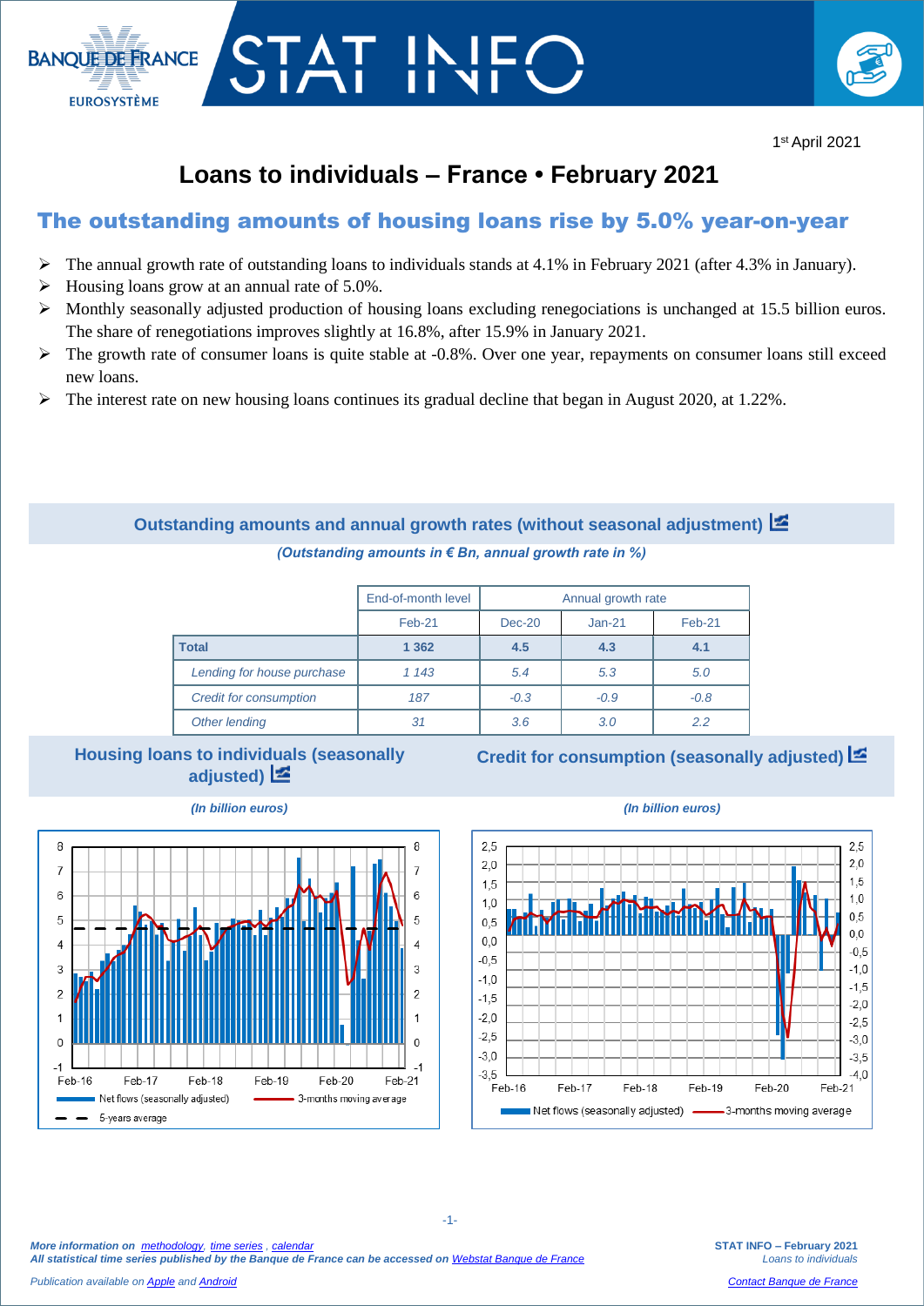BANQUE DE FRANCE
EUROSYSTÈME

# STAT INFO

1st April 2021

# Loans to individuals – France • February 2021

## The outstanding amounts of housing loans rise by 5.0% year-on-year

- The annual growth rate of outstanding loans to individuals stands at 4.1% in February 2021 (after 4.3% in January).
- Housing loans grow at an annual rate of 5.0%.
- Monthly seasonally adjusted production of housing loans excluding renegociations is unchanged at 15.5 billion euros. The share of renegotiations improves slightly at 16.8%, after 15.9% in January 2021.
- The growth rate of consumer loans is quite stable at -0.8%. Over one year, repayments on consumer loans still exceed new loans.
- The interest rate on new housing loans continues its gradual decline that began in August 2020, at 1.22%.

### Outstanding amounts and annual growth rates (without seasonal adjustment)

*(Outstanding amounts in € Bn, annual growth rate in %)*

| | End-of-month level | Annual growth rate | | |
|---|---|---|---|---|
| | Feb-21 | Dec-20 | Jan-21 | Feb-21 |
| **Total** | **1 362** | **4.5** | **4.3** | **4.1** |
| *Lending for house purchase* | *1 143* | *5.4* | *5.3* | *5.0* |
| *Credit for consumption* | *187* | *-0.3* | *-0.9* | *-0.8* |
| *Other lending* | *31* | *3.6* | *3.0* | *2.2* |

### Housing loans to individuals (seasonally adjusted)

*(In billion euros)*

### Credit for consumption (seasonally adjusted)

*(In billion euros)*

*More information on methodology, time series, calendar*
*All statistical time series published by the Banque de France can be accessed on Webstat Banque de France*

*Publication available on Apple and Android*

Contact Banque de France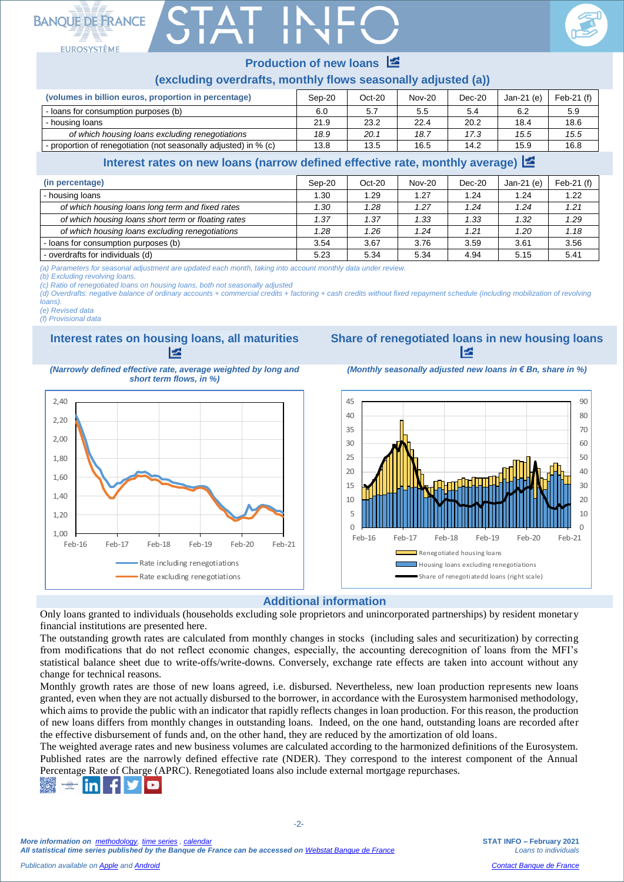## Production of new loans

### (excluding overdrafts, monthly flows seasonally adjusted (a))

| (volumes in billion euros, proportion in percentage) | Sep-20 | Oct-20 | Nov-20 | Dec-20 | Jan-21 (e) | Feb-21 (f) |
|---|---|---|---|---|---|---|
| - loans for consumption purposes (b) | 6.0 | 5.7 | 5.5 | 5.4 | 6.2 | 5.9 |
| - housing loans | 21.9 | 23.2 | 22.4 | 20.2 | 18.4 | 18.6 |
| *of which housing loans excluding renegotiations* | *18.9* | *20.1* | *18.7* | *17.3* | *15.5* | *15.5* |
| - proportion of renegotiation (not seasonally adjusted) in % (c) | 13.8 | 13.5 | 16.5 | 14.2 | 15.9 | 16.8 |

## Interest rates on new loans (narrow defined effective rate, monthly average)

| (in percentage) | Sep-20 | Oct-20 | Nov-20 | Dec-20 | Jan-21 (e) | Feb-21 (f) |
|---|---|---|---|---|---|---|
| - housing loans | 1.30 | 1.29 | 1.27 | 1.24 | 1.24 | 1.22 |
| *of which housing loans long term and fixed rates* | *1.30* | *1.28* | *1.27* | *1.24* | *1.24* | *1.21* |
| *of which housing loans short term or floating rates* | *1.37* | *1.37* | *1.33* | *1.33* | *1.32* | *1.29* |
| *of which housing loans excluding renegotiations* | *1.28* | *1.26* | *1.24* | *1.21* | *1.20* | *1.18* |
| - loans for consumption purposes (b) | 3.54 | 3.67 | 3.76 | 3.59 | 3.61 | 3.56 |
| - overdrafts for individuals (d) | 5.23 | 5.34 | 5.34 | 4.94 | 5.15 | 5.41 |

*(a) Parameters for seasonal adjustment are updated each month, taking into account monthly data under review.*
*(b) Excluding revolving loans.*
*(c) Ratio of renegotiated loans on housing loans, both not seasonally adjusted*
*(d) Overdrafts: negative balance of ordinary accounts + commercial credits + factoring + cash credits without fixed repayment schedule (including mobilization of revolving loans).*
*(e) Revised data*
*(f) Provisional data*

### Interest rates on housing loans, all maturities

*(Narrowly defined effective rate, average weighted by long and short term flows, in %)*

2,40
2,20
2,00
1,80
1,60
1,40
1,20
1,00
Feb-16 Feb-17 Feb-18 Feb-19 Feb-20 Feb-21
Rate including renegotiations
Rate excluding renegotiations

### Share of renegotiated loans in new housing loans

*(Monthly seasonally adjusted new loans in € Bn, share in %)*

45 40 35 30 25 20 15 10 5 0
90 80 70 60 50 40 30 20 10 0
Feb-16 Feb-17 Feb-18 Feb-19 Feb-20 Feb-21
Renegotiated housing loans
Housing loans excluding renegotiations
Share of renegotiatedd loans (right scale)

## Additional information

Only loans granted to individuals (households excluding sole proprietors and unincorporated partnerships) by resident monetary financial institutions are presented here.

The outstanding growth rates are calculated from monthly changes in stocks (including sales and securitization) by correcting from modifications that do not reflect economic changes, especially, the accounting derecognition of loans from the MFI's statistical balance sheet due to write-offs/write-downs. Conversely, exchange rate effects are taken into account without any change for technical reasons.

Monthly growth rates are those of new loans agreed, i.e. disbursed. Nevertheless, new loan production represents new loans granted, even when they are not actually disbursed to the borrower, in accordance with the Eurosystem harmonised methodology, which aims to provide the public with an indicator that rapidly reflects changes in loan production. For this reason, the production of new loans differs from monthly changes in outstanding loans. Indeed, on the one hand, outstanding loans are recorded after the effective disbursement of funds and, on the other hand, they are reduced by the amortization of old loans.

The weighted average rates and new business volumes are calculated according to the harmonized definitions of the Eurosystem. Published rates are the narrowly defined effective rate (NDER). They correspond to the interest component of the Annual Percentage Rate of Charge (APRC). Renegotiated loans also include external mortgage repurchases.

***More information on methodology, time series , calendar***
***All statistical time series published by the Banque de France can be accessed on Webstat Banque de France***

*Publication available on Apple and Android*

**STAT INFO – February 2021**
*Loans to individuals*

Contact Banque de France